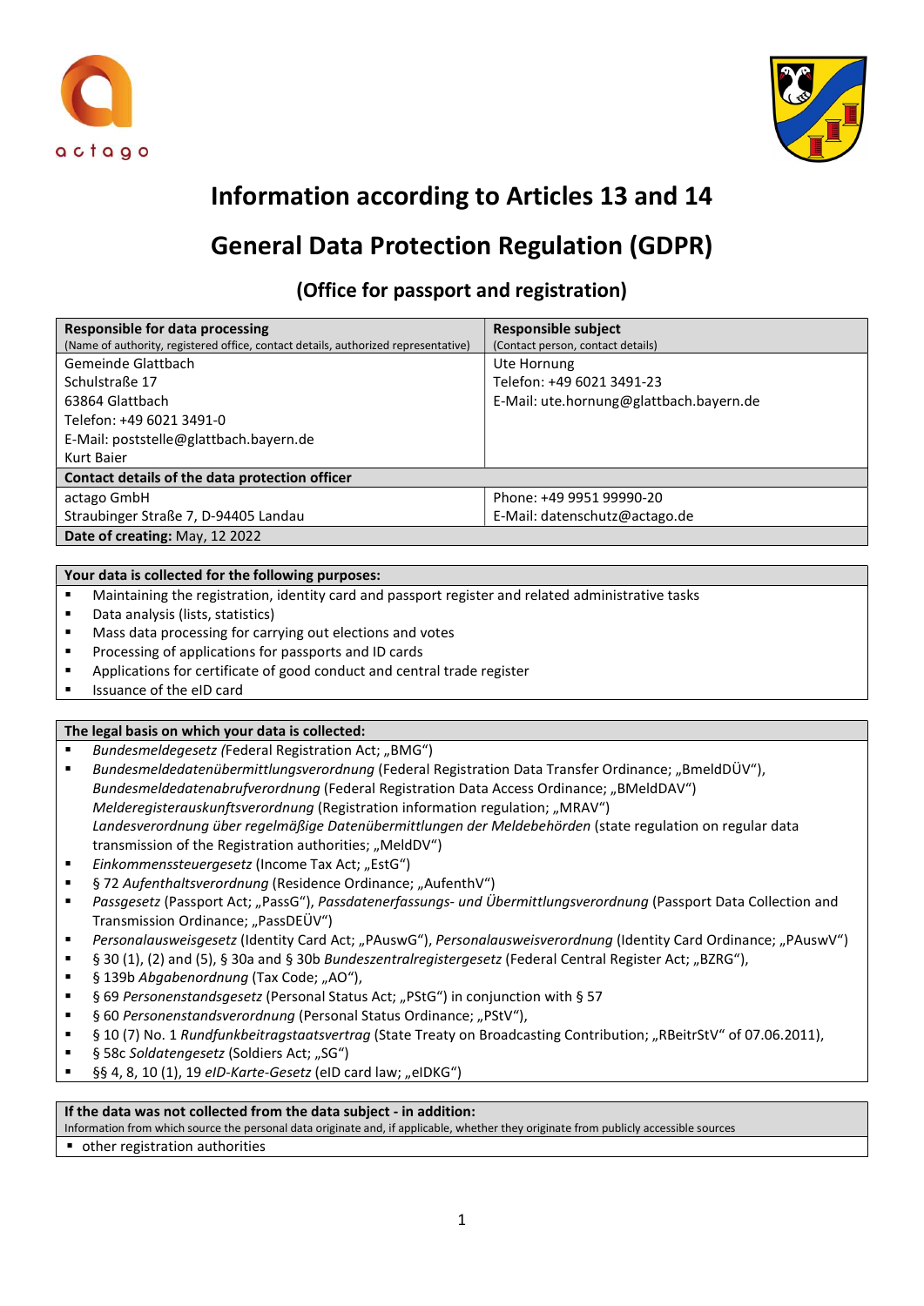# Information according to Articles 13 and 14

# General Data Protection Regulation (GDPR)

## (Office for passport and registration)

| **Responsible for data processing**<br>(Name of authority, registered office, contact details, authorized representative) | **Responsible subject**<br>(Contact person, contact details) |
|---|---|
| Gemeinde Glattbach<br>Schulstraße 17<br>63864 Glattbach<br>Telefon: +49 6021 3491-0<br>E-Mail: poststelle@glattbach.bayern.de<br>Kurt Baier | Ute Hornung<br>Telefon: +49 6021 3491-23<br>E-Mail: ute.hornung@glattbach.bayern.de |
| **Contact details of the data protection officer** | |
| actago GmbH<br>Straubinger Straße 7, D-94405 Landau | Phone: +49 9951 99990-20<br>E-Mail: datenschutz@actago.de |
| **Date of creating:** May, 12 2022 | |

**Your data is collected for the following purposes:**

- Maintaining the registration, identity card and passport register and related administrative tasks
- Data analysis (lists, statistics)
- Mass data processing for carrying out elections and votes
- Processing of applications for passports and ID cards
- Applications for certificate of good conduct and central trade register
- Issuance of the eID card

**The legal basis on which your data is collected:**

- *Bundesmeldegesetz (*Federal Registration Act; „BMG")
- *Bundesmeldedatenübermittlungsverordnung* (Federal Registration Data Transfer Ordinance; „BmeldDÜV"), *Bundesmeldedatenabrufverordnung* (Federal Registration Data Access Ordinance; „BMeldDAV") *Melderegisterauskunftsverordnung* (Registration information regulation; „MRAV") *Landesverordnung über regelmäßige Datenübermittlungen der Meldebehörden* (state regulation on regular data transmission of the Registration authorities; „MeldDV")
- *Einkommenssteuergesetz* (Income Tax Act; „EstG")
- § 72 *Aufenthaltsverordnung* (Residence Ordinance; „AufenthV")
- *Passgesetz* (Passport Act; „PassG"), *Passdatenerfassungs- und Übermittlungsverordnung* (Passport Data Collection and Transmission Ordinance; „PassDEÜV")
- *Personalausweisgesetz* (Identity Card Act; „PAuswG"), *Personalausweisverordnung* (Identity Card Ordinance; „PAuswV")
- § 30 (1), (2) and (5), § 30a and § 30b *Bundeszentralregistergesetz* (Federal Central Register Act; „BZRG"),
- § 139b *Abgabenordnung* (Tax Code; „AO"),
- § 69 *Personenstandsgesetz* (Personal Status Act; „PStG") in conjunction with § 57
- § 60 *Personenstandsverordnung* (Personal Status Ordinance; „PStV"),
- § 10 (7) No. 1 *Rundfunkbeitragstaatsvertrag* (State Treaty on Broadcasting Contribution; „RBeitrStV" of 07.06.2011),
- § 58c *Soldatengesetz* (Soldiers Act; „SG")
- §§ 4, 8, 10 (1), 19 *eID-Karte-Gesetz* (eID card law; „eIDKG")

**If the data was not collected from the data subject - in addition:**
Information from which source the personal data originate and, if applicable, whether they originate from publicly accessible sources

- other registration authorities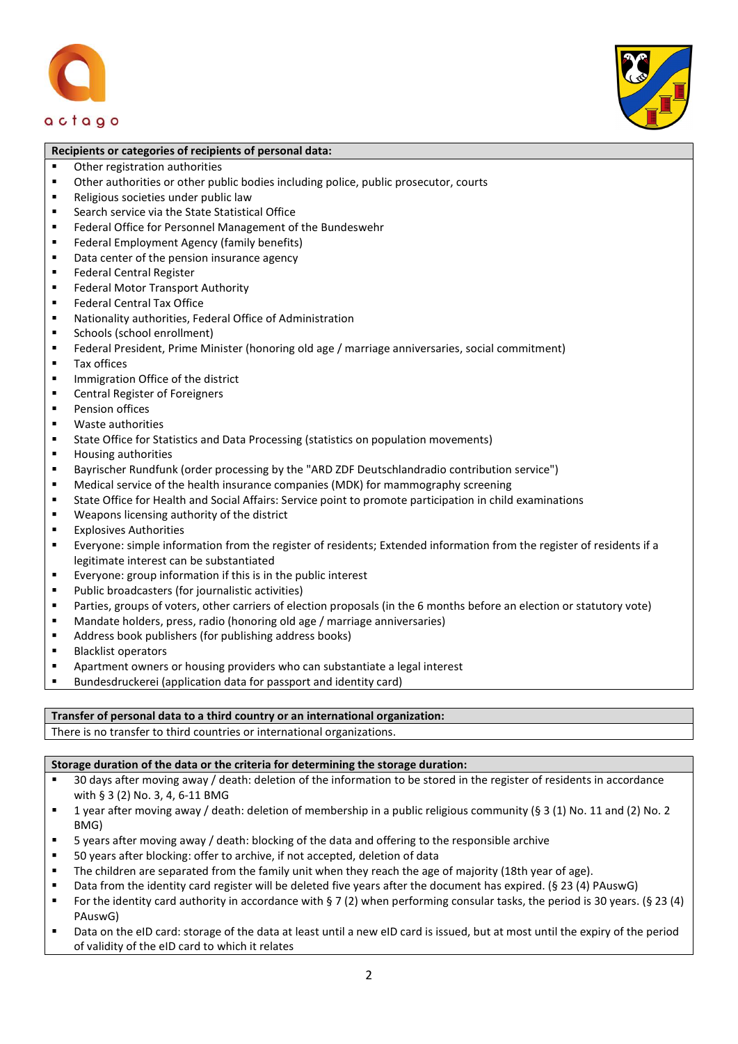**Recipients or categories of recipients of personal data:**

- Other registration authorities
- Other authorities or other public bodies including police, public prosecutor, courts
- Religious societies under public law
- Search service via the State Statistical Office
- Federal Office for Personnel Management of the Bundeswehr
- Federal Employment Agency (family benefits)
- Data center of the pension insurance agency
- Federal Central Register
- Federal Motor Transport Authority
- Federal Central Tax Office
- Nationality authorities, Federal Office of Administration
- Schools (school enrollment)
- Federal President, Prime Minister (honoring old age / marriage anniversaries, social commitment)
- Tax offices
- Immigration Office of the district
- Central Register of Foreigners
- Pension offices
- Waste authorities
- State Office for Statistics and Data Processing (statistics on population movements)
- Housing authorities
- Bayrischer Rundfunk (order processing by the "ARD ZDF Deutschlandradio contribution service")
- Medical service of the health insurance companies (MDK) for mammography screening
- State Office for Health and Social Affairs: Service point to promote participation in child examinations
- Weapons licensing authority of the district
- Explosives Authorities
- Everyone: simple information from the register of residents; Extended information from the register of residents if a legitimate interest can be substantiated
- Everyone: group information if this is in the public interest
- Public broadcasters (for journalistic activities)
- Parties, groups of voters, other carriers of election proposals (in the 6 months before an election or statutory vote)
- Mandate holders, press, radio (honoring old age / marriage anniversaries)
- Address book publishers (for publishing address books)
- Blacklist operators
- Apartment owners or housing providers who can substantiate a legal interest
- Bundesdruckerei (application data for passport and identity card)

**Transfer of personal data to a third country or an international organization:**

There is no transfer to third countries or international organizations.

**Storage duration of the data or the criteria for determining the storage duration:**

- 30 days after moving away / death: deletion of the information to be stored in the register of residents in accordance with § 3 (2) No. 3, 4, 6-11 BMG
- 1 year after moving away / death: deletion of membership in a public religious community (§ 3 (1) No. 11 and (2) No. 2 BMG)
- 5 years after moving away / death: blocking of the data and offering to the responsible archive
- 50 years after blocking: offer to archive, if not accepted, deletion of data
- The children are separated from the family unit when they reach the age of majority (18th year of age).
- Data from the identity card register will be deleted five years after the document has expired. (§ 23 (4) PAuswG)
- For the identity card authority in accordance with § 7 (2) when performing consular tasks, the period is 30 years. (§ 23 (4) PAuswG)
- Data on the eID card: storage of the data at least until a new eID card is issued, but at most until the expiry of the period of validity of the eID card to which it relates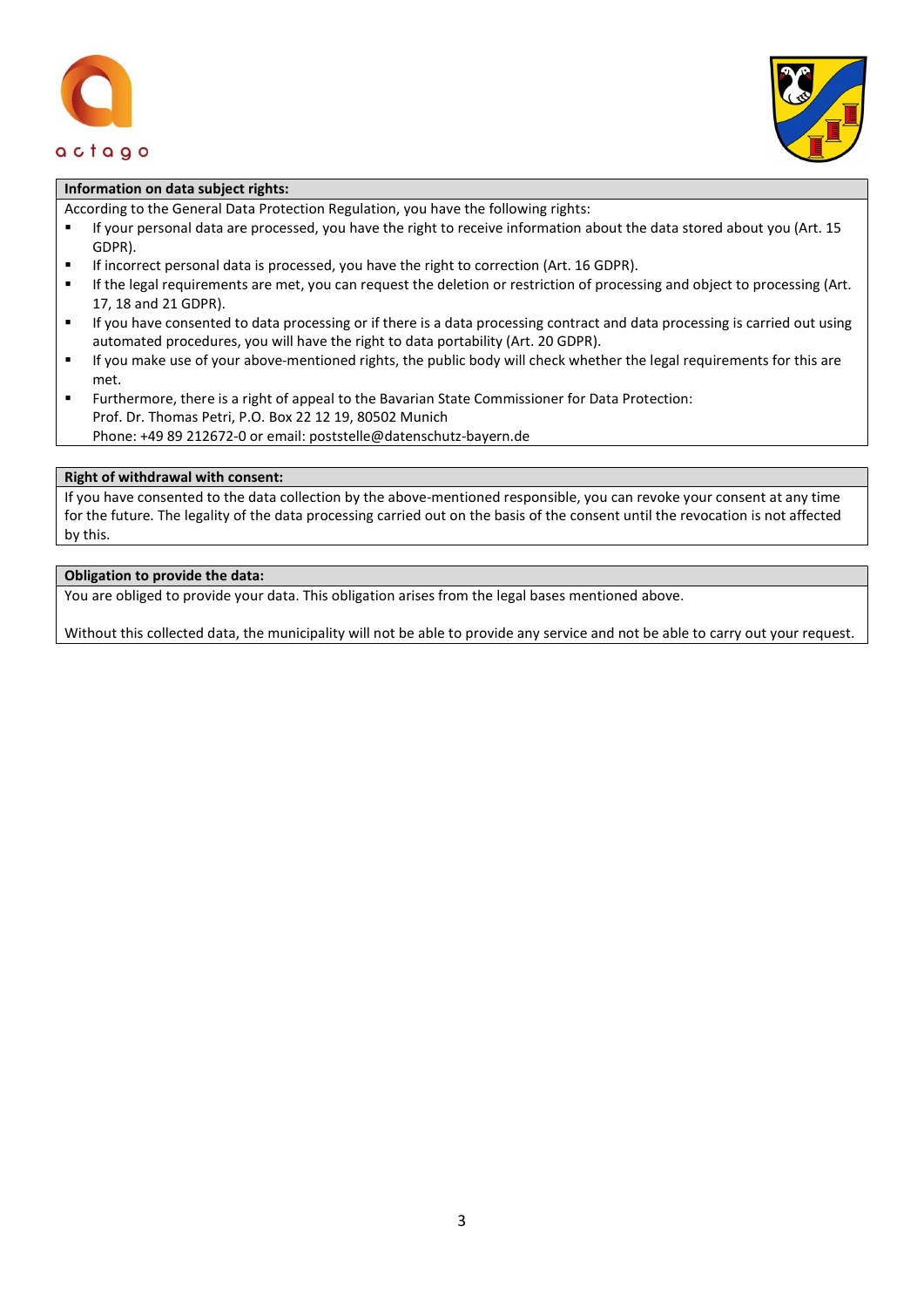**Information on data subject rights:**

According to the General Data Protection Regulation, you have the following rights:

- If your personal data are processed, you have the right to receive information about the data stored about you (Art. 15 GDPR).
- If incorrect personal data is processed, you have the right to correction (Art. 16 GDPR).
- If the legal requirements are met, you can request the deletion or restriction of processing and object to processing (Art. 17, 18 and 21 GDPR).
- If you have consented to data processing or if there is a data processing contract and data processing is carried out using automated procedures, you will have the right to data portability (Art. 20 GDPR).
- If you make use of your above-mentioned rights, the public body will check whether the legal requirements for this are met.
- Furthermore, there is a right of appeal to the Bavarian State Commissioner for Data Protection:
  Prof. Dr. Thomas Petri, P.O. Box 22 12 19, 80502 Munich
  Phone: +49 89 212672-0 or email: poststelle@datenschutz-bayern.de

**Right of withdrawal with consent:**

If you have consented to the data collection by the above-mentioned responsible, you can revoke your consent at any time for the future. The legality of the data processing carried out on the basis of the consent until the revocation is not affected by this.

**Obligation to provide the data:**

You are obliged to provide your data. This obligation arises from the legal bases mentioned above.

Without this collected data, the municipality will not be able to provide any service and not be able to carry out your request.